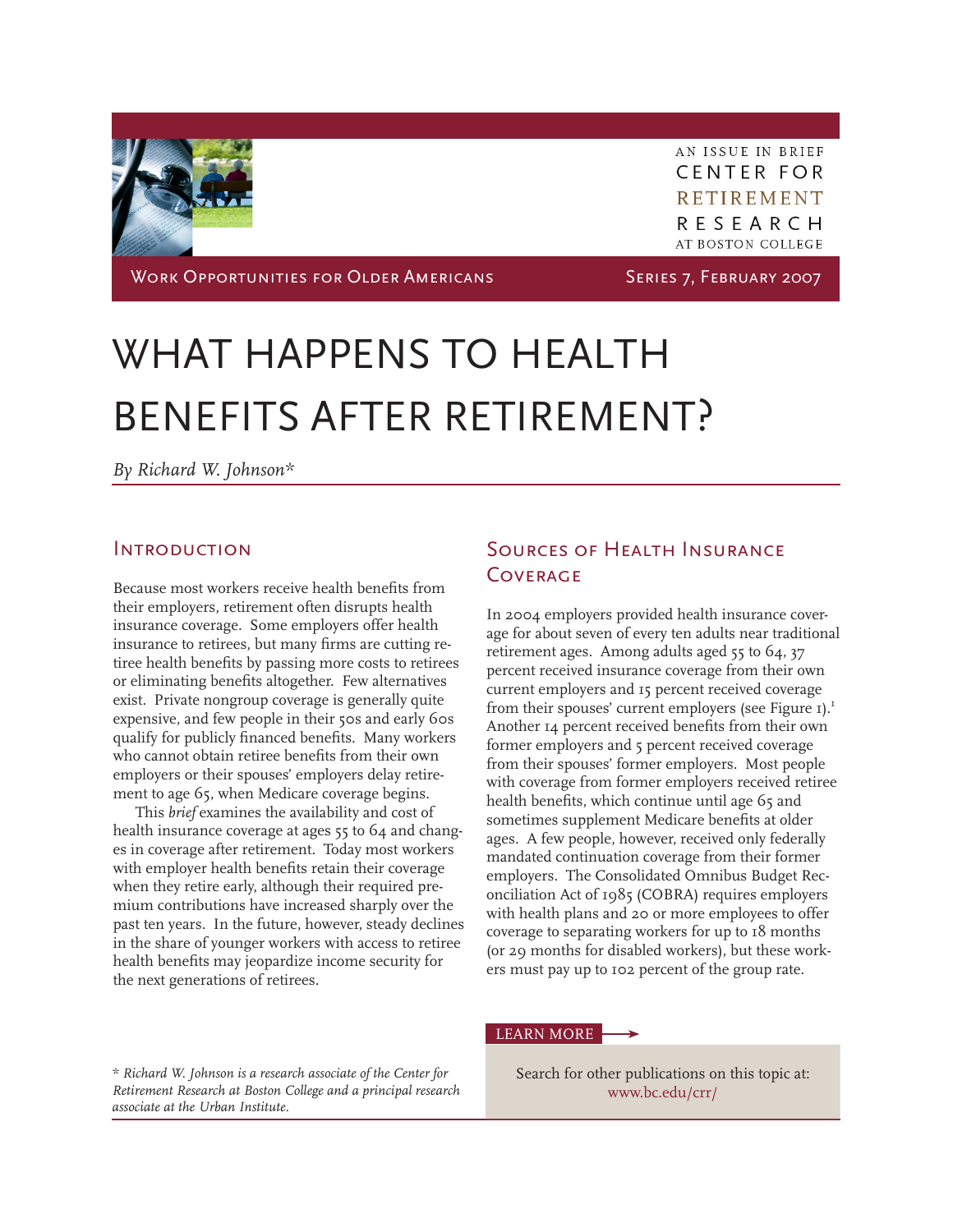AN ISSUE IN BRIEF

CENTER FOR RETIREMENT RESEARCH AT BOSTON COLLEGE

WORK OPPORTUNITIES FOR OLDER AMERICANS

SERIES 7, FEBRUARY 2007

# WHAT HAPPENS TO HEALTH BENEFITS AFTER RETIREMENT?

*By Richard W. Johnson**

## Introduction

Because most workers receive health benefits from their employers, retirement often disrupts health insurance coverage. Some employers offer health insurance to retirees, but many firms are cutting retiree health benefits by passing more costs to retirees or eliminating benefits altogether. Few alternatives exist. Private nongroup coverage is generally quite expensive, and few people in their 50s and early 60s qualify for publicly financed benefits. Many workers who cannot obtain retiree benefits from their own employers or their spouses' employers delay retirement to age 65, when Medicare coverage begins.

This *brief* examines the availability and cost of health insurance coverage at ages 55 to 64 and changes in coverage after retirement. Today most workers with employer health benefits retain their coverage when they retire early, although their required premium contributions have increased sharply over the past ten years. In the future, however, steady declines in the share of younger workers with access to retiree health benefits may jeopardize income security for the next generations of retirees.

## Sources of Health Insurance Coverage

In 2004 employers provided health insurance coverage for about seven of every ten adults near traditional retirement ages. Among adults aged 55 to 64, 37 percent received insurance coverage from their own current employers and 15 percent received coverage from their spouses' current employers (see Figure 1).[1] Another 14 percent received benefits from their own former employers and 5 percent received coverage from their spouses' former employers. Most people with coverage from former employers received retiree health benefits, which continue until age 65 and sometimes supplement Medicare benefits at older ages. A few people, however, received only federally mandated continuation coverage from their former employers. The Consolidated Omnibus Budget Reconciliation Act of 1985 (COBRA) requires employers with health plans and 20 or more employees to offer coverage to separating workers for up to 18 months (or 29 months for disabled workers), but these workers must pay up to 102 percent of the group rate.

LEARN MORE

Search for other publications on this topic at: www.bc.edu/crr/

* *Richard W. Johnson is a research associate of the Center for Retirement Research at Boston College and a principal research associate at the Urban Institute.*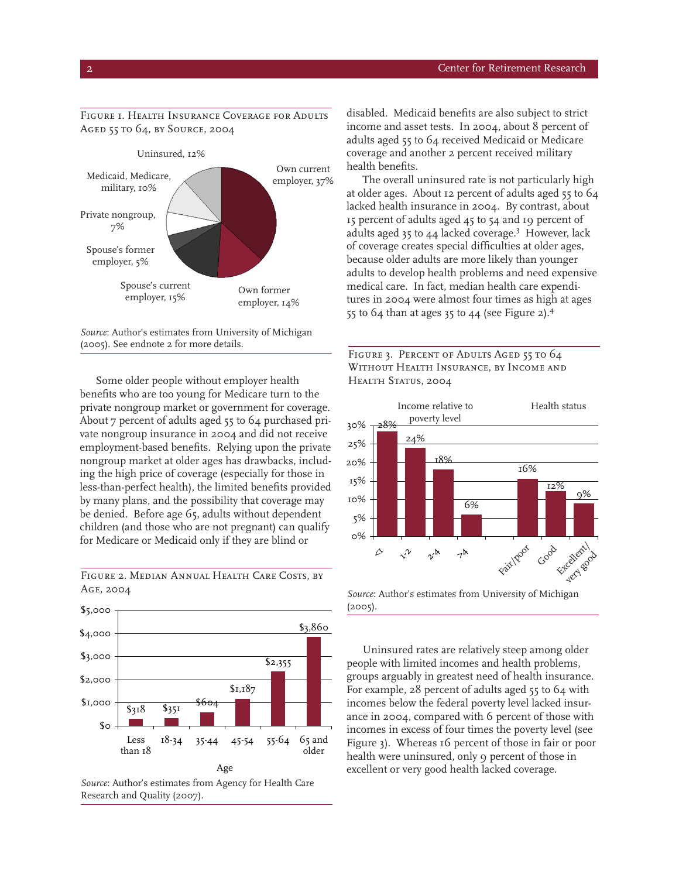Figure 1. Health Insurance Coverage for Adults Aged 55 to 64, by Source, 2004

| Source | Percent |
|---|---|
| Own current employer | 37% |
| Own former employer | 14% |
| Spouse's current employer | 15% |
| Spouse's former employer | 5% |
| Private nongroup | 7% |
| Medicaid, Medicare, military | 10% |
| Uninsured | 12% |

*Source*: Author's estimates from University of Michigan (2005). See endnote 2 for more details.

Some older people without employer health benefits who are too young for Medicare turn to the private nongroup market or government for coverage. About 7 percent of adults aged 55 to 64 purchased private nongroup insurance in 2004 and did not receive employment-based benefits. Relying upon the private nongroup market at older ages has drawbacks, including the high price of coverage (especially for those in less-than-perfect health), the limited benefits provided by many plans, and the possibility that coverage may be denied. Before age 65, adults without dependent children (and those who are not pregnant) can qualify for Medicare or Medicaid only if they are blind or disabled. Medicaid benefits are also subject to strict income and asset tests. In 2004, about 8 percent of adults aged 55 to 64 received Medicaid or Medicare coverage and another 2 percent received military health benefits.

Figure 2. Median Annual Health Care Costs, by Age, 2004

| Age | Median annual health care costs |
|---|---|
| Less than 18 | $318 |
| 18-34 | $351 |
| 35-44 | $604 |
| 45-54 | $1,187 |
| 55-64 | $2,355 |
| 65 and older | $3,860 |

*Source*: Author's estimates from Agency for Health Care Research and Quality (2007).

The overall uninsured rate is not particularly high at older ages. About 12 percent of adults aged 55 to 64 lacked health insurance in 2004. By contrast, about 15 percent of adults aged 45 to 54 and 19 percent of adults aged 35 to 44 lacked coverage.[3] However, lack of coverage creates special difficulties at older ages, because older adults are more likely than younger adults to develop health problems and need expensive medical care. In fact, median health care expenditures in 2004 were almost four times as high at ages 55 to 64 than at ages 35 to 44 (see Figure 2).[4]

Figure 3. Percent of Adults Aged 55 to 64 Without Health Insurance, by Income and Health Status, 2004

| Income relative to poverty level | Percent uninsured |
|---|---|
| <1 | 28% |
| 1-2 | 24% |
| 2-4 | 18% |
| >4 | 6% |

| Health status | Percent uninsured |
|---|---|
| Fair/poor | 16% |
| Good | 12% |
| Excellent/very good | 9% |

*Source*: Author's estimates from University of Michigan (2005).

Uninsured rates are relatively steep among older people with limited incomes and health problems, groups arguably in greatest need of health insurance. For example, 28 percent of adults aged 55 to 64 with incomes below the federal poverty level lacked insurance in 2004, compared with 6 percent of those with incomes in excess of four times the poverty level (see Figure 3). Whereas 16 percent of those in fair or poor health were uninsured, only 9 percent of those in excellent or very good health lacked coverage.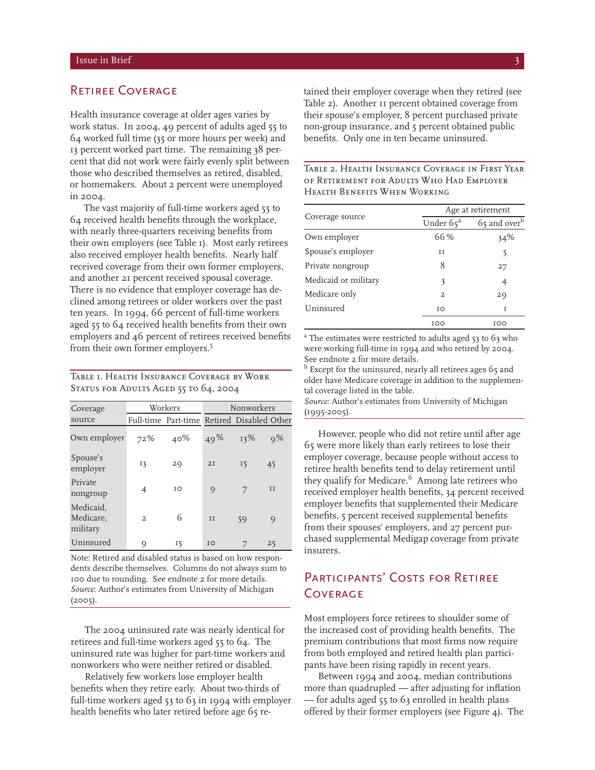## Retiree Coverage

Health insurance coverage at older ages varies by work status. In 2004, 49 percent of adults aged 55 to 64 worked full time (35 or more hours per week) and 13 percent worked part time. The remaining 38 percent that did not work were fairly evenly split between those who described themselves as retired, disabled, or homemakers. About 2 percent were unemployed in 2004.

The vast majority of full-time workers aged 55 to 64 received health benefits through the workplace, with nearly three-quarters receiving benefits from their own employers (see Table 1). Most early retirees also received employer health benefits. Nearly half received coverage from their own former employers, and another 21 percent received spousal coverage. There is no evidence that employer coverage has declined among retirees or older workers over the past ten years. In 1994, 66 percent of full-time workers aged 55 to 64 received health benefits from their own employers and 46 percent of retirees received benefits from their own former employers.[5]

Table 1. Health Insurance Coverage by Work Status for Adults Aged 55 to 64, 2004

| Coverage source | Workers | | Nonworkers | | |
|---|---|---|---|---|---|
| | Full-time | Part-time | Retired | Disabled | Other |
| Own employer | 72% | 40% | 49% | 13% | 9% |
| Spouse's employer | 13 | 29 | 21 | 15 | 45 |
| Private nongroup | 4 | 10 | 9 | 7 | 11 |
| Medicaid, Medicare, military | 2 | 6 | 11 | 59 | 9 |
| Uninsured | 9 | 15 | 10 | 7 | 25 |

Note: Retired and disabled status is based on how respondents describe themselves. Columns do not always sum to 100 due to rounding. See endnote 2 for more details.
*Source*: Author's estimates from University of Michigan (2005).

The 2004 uninsured rate was nearly identical for retirees and full-time workers aged 55 to 64. The uninsured rate was higher for part-time workers and nonworkers who were neither retired or disabled.

Relatively few workers lose employer health benefits when they retire early. About two-thirds of full-time workers aged 53 to 63 in 1994 with employer health benefits who later retired before age 65 retained their employer coverage when they retired (see Table 2). Another 11 percent obtained coverage from their spouse's employer, 8 percent purchased private non-group insurance, and 5 percent obtained public benefits. Only one in ten became uninsured.

Table 2. Health Insurance Coverage in First Year of Retirement for Adults Who Had Employer Health Benefits When Working

| Coverage source | Age at retirement | |
|---|---|---|
| | Under 65[a] | 65 and over[b] |
| Own employer | 66% | 34% |
| Spouse's employer | 11 | 5 |
| Private nongroup | 8 | 27 |
| Medicaid or military | 3 | 4 |
| Medicare only | 2 | 29 |
| Uninsured | 10 | 1 |
| | 100 | 100 |

[a] The estimates were restricted to adults aged 53 to 63 who were working full-time in 1994 and who retired by 2004. See endnote 2 for more details.
[b] Except for the uninsured, nearly all retirees ages 65 and older have Medicare coverage in addition to the supplemental coverage listed in the table.
*Source*: Author's estimates from University of Michigan (1995-2005).

However, people who did not retire until after age 65 were more likely than early retirees to lose their employer coverage, because people without access to retiree health benefits tend to delay retirement until they qualify for Medicare.[6] Among late retirees who received employer health benefits, 34 percent received employer benefits that supplemented their Medicare benefits, 5 percent received supplemental benefits from their spouses' employers, and 27 percent purchased supplemental Medigap coverage from private insurers.

## Participants' Costs for Retiree Coverage

Most employers force retirees to shoulder some of the increased cost of providing health benefits. The premium contributions that most firms now require from both employed and retired health plan participants have been rising rapidly in recent years.

Between 1994 and 2004, median contributions more than quadrupled — after adjusting for inflation — for adults aged 55 to 63 enrolled in health plans offered by their former employers (see Figure 4). The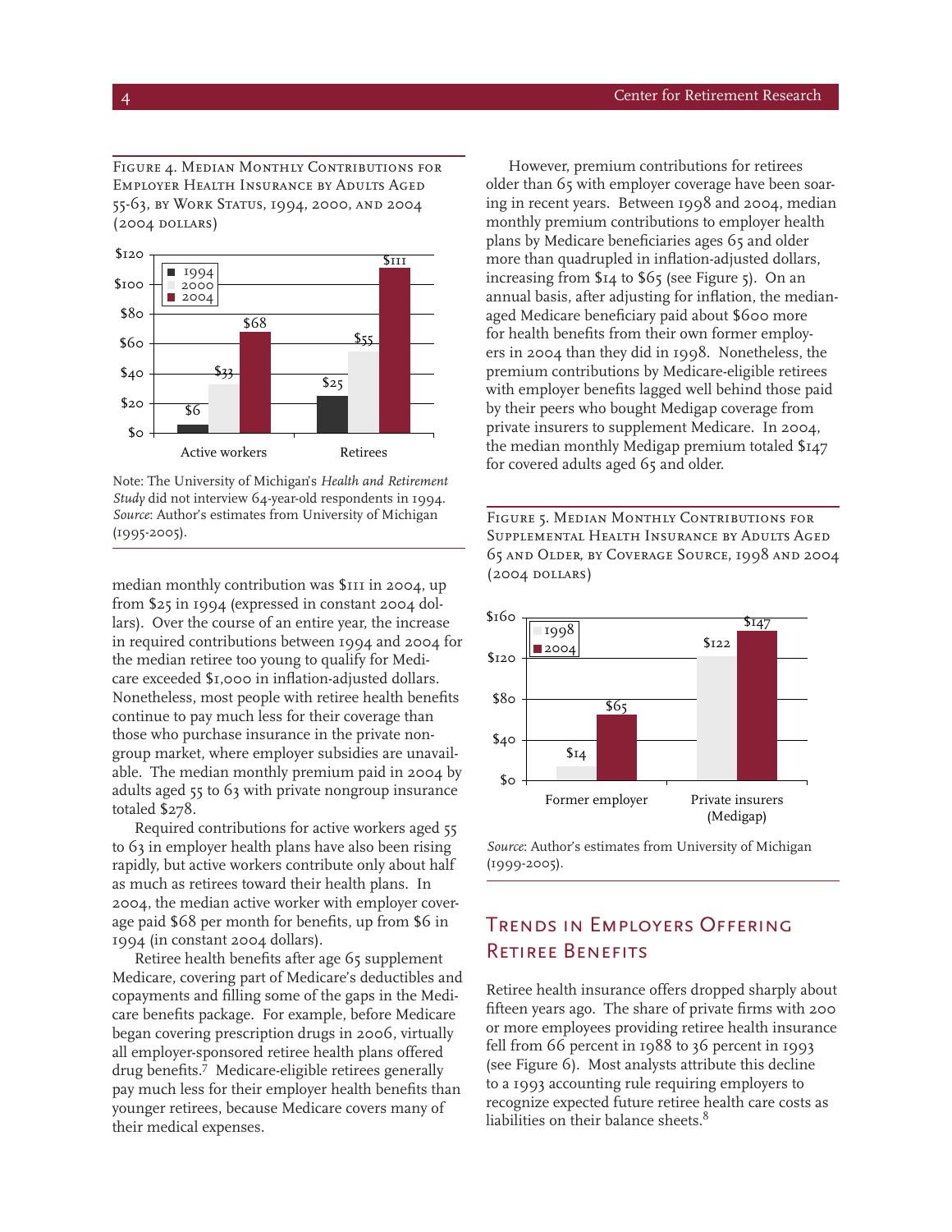Figure 4. Median Monthly Contributions for Employer Health Insurance by Adults Aged 55-63, by Work Status, 1994, 2000, and 2004 (2004 dollars)

| | 1994 | 2000 | 2004 |
|---|---|---|---|
| Active workers | $6 | $33 | $68 |
| Retirees | $25 | $55 | $111 |

Note: The University of Michigan's *Health and Retirement Study* did not interview 64-year-old respondents in 1994.
*Source*: Author's estimates from University of Michigan (1995-2005).

median monthly contribution was $111 in 2004, up from $25 in 1994 (expressed in constant 2004 dollars). Over the course of an entire year, the increase in required contributions between 1994 and 2004 for the median retiree too young to qualify for Medicare exceeded $1,000 in inflation-adjusted dollars. Nonetheless, most people with retiree health benefits continue to pay much less for their coverage than those who purchase insurance in the private nongroup market, where employer subsidies are unavailable. The median monthly premium paid in 2004 by adults aged 55 to 63 with private nongroup insurance totaled $278.

Required contributions for active workers aged 55 to 63 in employer health plans have also been rising rapidly, but active workers contribute only about half as much as retirees toward their health plans. In 2004, the median active worker with employer coverage paid $68 per month for benefits, up from $6 in 1994 (in constant 2004 dollars).

Retiree health benefits after age 65 supplement Medicare, covering part of Medicare's deductibles and copayments and filling some of the gaps in the Medicare benefits package. For example, before Medicare began covering prescription drugs in 2006, virtually all employer-sponsored retiree health plans offered drug benefits.[7] Medicare-eligible retirees generally pay much less for their employer health benefits than younger retirees, because Medicare covers many of their medical expenses.

However, premium contributions for retirees older than 65 with employer coverage have been soaring in recent years. Between 1998 and 2004, median monthly premium contributions to employer health plans by Medicare beneficiaries ages 65 and older more than quadrupled in inflation-adjusted dollars, increasing from $14 to $65 (see Figure 5). On an annual basis, after adjusting for inflation, the median-aged Medicare beneficiary paid about $600 more for health benefits from their own former employers in 2004 than they did in 1998. Nonetheless, the premium contributions by Medicare-eligible retirees with employer benefits lagged well behind those paid by their peers who bought Medigap coverage from private insurers to supplement Medicare. In 2004, the median monthly Medigap premium totaled $147 for covered adults aged 65 and older.

Figure 5. Median Monthly Contributions for Supplemental Health Insurance by Adults Aged 65 and Older, by Coverage Source, 1998 and 2004 (2004 dollars)

| | 1998 | 2004 |
|---|---|---|
| Former employer | $14 | $65 |
| Private insurers (Medigap) | $122 | $147 |

*Source*: Author's estimates from University of Michigan (1999-2005).

## Trends in Employers Offering Retiree Benefits

Retiree health insurance offers dropped sharply about fifteen years ago. The share of private firms with 200 or more employees providing retiree health insurance fell from 66 percent in 1988 to 36 percent in 1993 (see Figure 6). Most analysts attribute this decline to a 1993 accounting rule requiring employers to recognize expected future retiree health care costs as liabilities on their balance sheets.[8]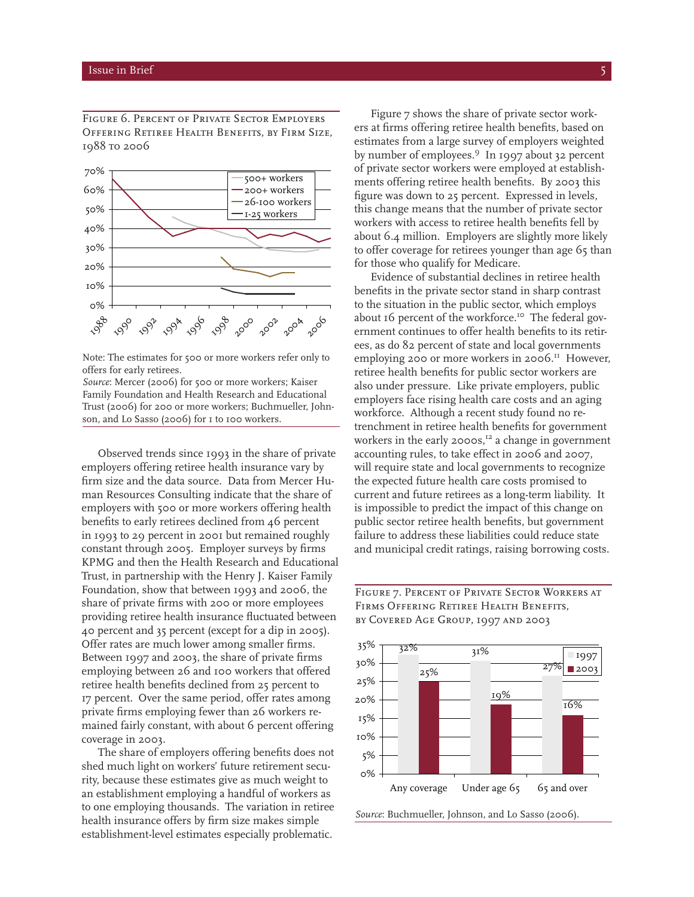Figure 6. Percent of Private Sector Employers Offering Retiree Health Benefits, by Firm Size, 1988 to 2006

Note: The estimates for 500 or more workers refer only to offers for early retirees.
*Source*: Mercer (2006) for 500 or more workers; Kaiser Family Foundation and Health Research and Educational Trust (2006) for 200 or more workers; Buchmueller, Johnson, and Lo Sasso (2006) for 1 to 100 workers.

Observed trends since 1993 in the share of private employers offering retiree health insurance vary by firm size and the data source. Data from Mercer Human Resources Consulting indicate that the share of employers with 500 or more workers offering health benefits to early retirees declined from 46 percent in 1993 to 29 percent in 2001 but remained roughly constant through 2005. Employer surveys by firms KPMG and then the Health Research and Educational Trust, in partnership with the Henry J. Kaiser Family Foundation, show that between 1993 and 2006, the share of private firms with 200 or more employees providing retiree health insurance fluctuated between 40 percent and 35 percent (except for a dip in 2005). Offer rates are much lower among smaller firms. Between 1997 and 2003, the share of private firms employing between 26 and 100 workers that offered retiree health benefits declined from 25 percent to 17 percent. Over the same period, offer rates among private firms employing fewer than 26 workers remained fairly constant, with about 6 percent offering coverage in 2003.

The share of employers offering benefits does not shed much light on workers' future retirement security, because these estimates give as much weight to an establishment employing a handful of workers as to one employing thousands. The variation in retiree health insurance offers by firm size makes simple establishment-level estimates especially problematic.

Figure 7 shows the share of private sector workers at firms offering retiree health benefits, based on estimates from a large survey of employers weighted by number of employees.[9] In 1997 about 32 percent of private sector workers were employed at establishments offering retiree health benefits. By 2003 this figure was down to 25 percent. Expressed in levels, this change means that the number of private sector workers with access to retiree health benefits fell by about 6.4 million. Employers are slightly more likely to offer coverage for retirees younger than age 65 than for those who qualify for Medicare.

Evidence of substantial declines in retiree health benefits in the private sector stand in sharp contrast to the situation in the public sector, which employs about 16 percent of the workforce.[10] The federal government continues to offer health benefits to its retirees, as do 82 percent of state and local governments employing 200 or more workers in 2006.[11] However, retiree health benefits for public sector workers are also under pressure. Like private employers, public employers face rising health care costs and an aging workforce. Although a recent study found no retrenchment in retiree health benefits for government workers in the early 2000s,[12] a change in government accounting rules, to take effect in 2006 and 2007, will require state and local governments to recognize the expected future health care costs promised to current and future retirees as a long-term liability. It is impossible to predict the impact of this change on public sector retiree health benefits, but government failure to address these liabilities could reduce state and municipal credit ratings, raising borrowing costs.

Figure 7. Percent of Private Sector Workers at Firms Offering Retiree Health Benefits, by Covered Age Group, 1997 and 2003

| | 1997 | 2003 |
|---|---|---|
| Any coverage | 32% | 25% |
| Under age 65 | 31% | 19% |
| 65 and over | 27% | 16% |

*Source*: Buchmueller, Johnson, and Lo Sasso (2006).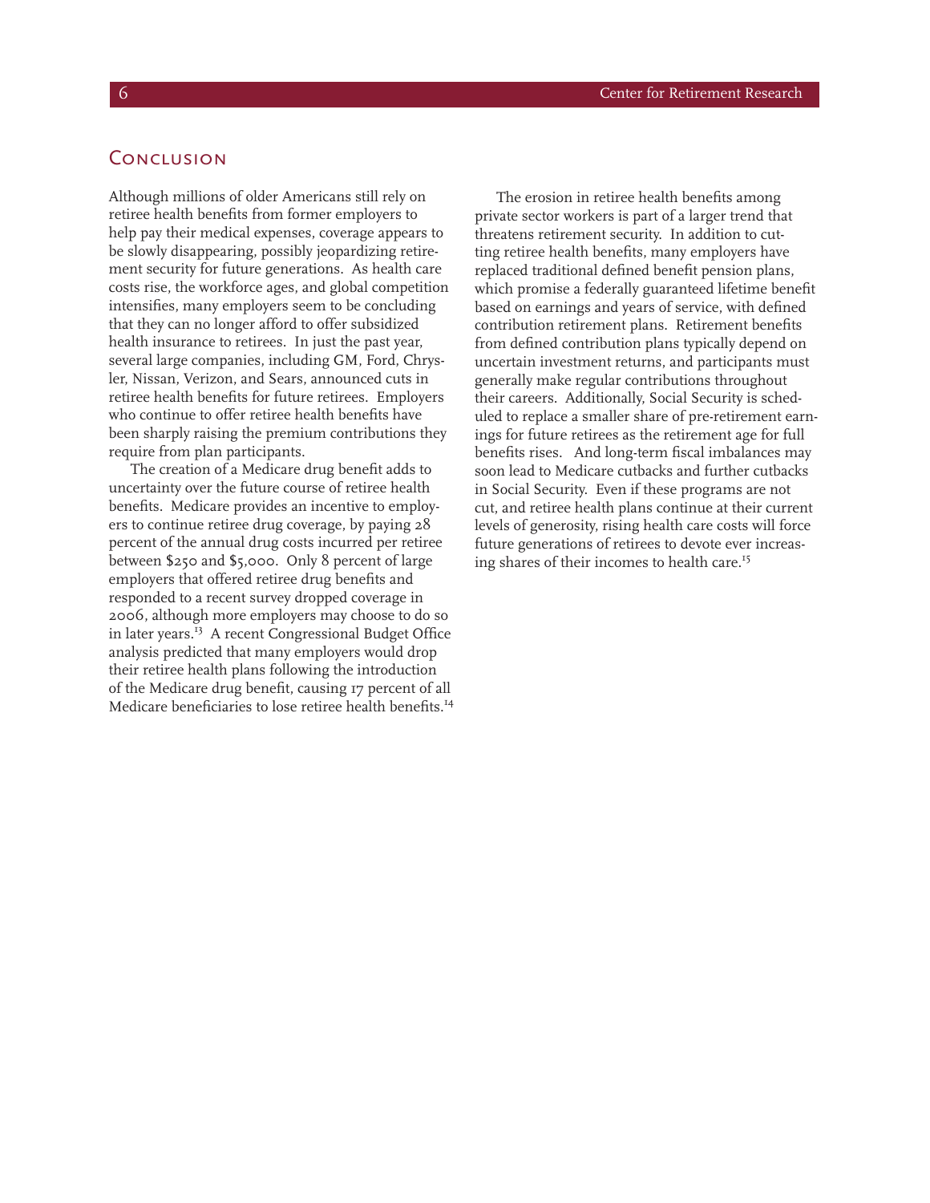## Conclusion

Although millions of older Americans still rely on retiree health benefits from former employers to help pay their medical expenses, coverage appears to be slowly disappearing, possibly jeopardizing retirement security for future generations. As health care costs rise, the workforce ages, and global competition intensifies, many employers seem to be concluding that they can no longer afford to offer subsidized health insurance to retirees. In just the past year, several large companies, including GM, Ford, Chrysler, Nissan, Verizon, and Sears, announced cuts in retiree health benefits for future retirees. Employers who continue to offer retiree health benefits have been sharply raising the premium contributions they require from plan participants.

The creation of a Medicare drug benefit adds to uncertainty over the future course of retiree health benefits. Medicare provides an incentive to employers to continue retiree drug coverage, by paying 28 percent of the annual drug costs incurred per retiree between $250 and $5,000. Only 8 percent of large employers that offered retiree drug benefits and responded to a recent survey dropped coverage in 2006, although more employers may choose to do so in later years.[13] A recent Congressional Budget Office analysis predicted that many employers would drop their retiree health plans following the introduction of the Medicare drug benefit, causing 17 percent of all Medicare beneficiaries to lose retiree health benefits.[14]

The erosion in retiree health benefits among private sector workers is part of a larger trend that threatens retirement security. In addition to cutting retiree health benefits, many employers have replaced traditional defined benefit pension plans, which promise a federally guaranteed lifetime benefit based on earnings and years of service, with defined contribution retirement plans. Retirement benefits from defined contribution plans typically depend on uncertain investment returns, and participants must generally make regular contributions throughout their careers. Additionally, Social Security is scheduled to replace a smaller share of pre-retirement earnings for future retirees as the retirement age for full benefits rises. And long-term fiscal imbalances may soon lead to Medicare cutbacks and further cutbacks in Social Security. Even if these programs are not cut, and retiree health plans continue at their current levels of generosity, rising health care costs will force future generations of retirees to devote ever increasing shares of their incomes to health care.[15]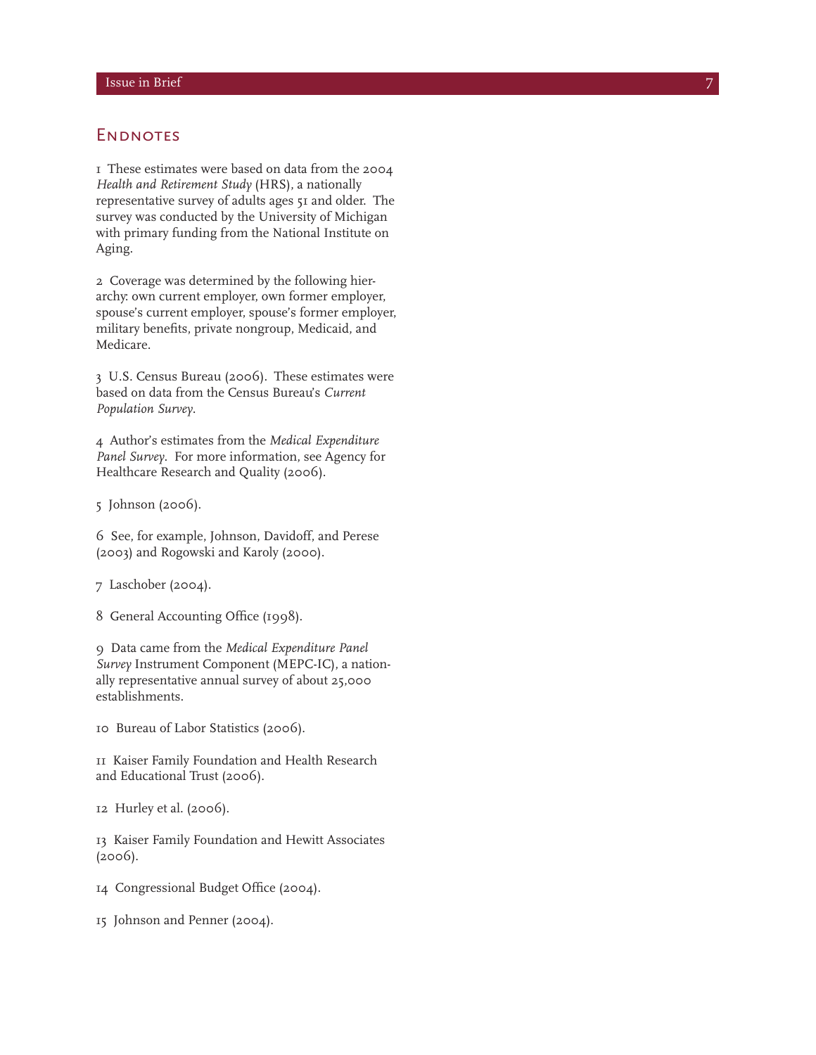## Endnotes

1 These estimates were based on data from the 2004 *Health and Retirement Study* (HRS), a nationally representative survey of adults ages 51 and older. The survey was conducted by the University of Michigan with primary funding from the National Institute on Aging.

2 Coverage was determined by the following hierarchy: own current employer, own former employer, spouse's current employer, spouse's former employer, military benefits, private nongroup, Medicaid, and Medicare.

3 U.S. Census Bureau (2006). These estimates were based on data from the Census Bureau's *Current Population Survey*.

4 Author's estimates from the *Medical Expenditure Panel Survey*. For more information, see Agency for Healthcare Research and Quality (2006).

5 Johnson (2006).

6 See, for example, Johnson, Davidoff, and Perese (2003) and Rogowski and Karoly (2000).

7 Laschober (2004).

8 General Accounting Office (1998).

9 Data came from the *Medical Expenditure Panel Survey* Instrument Component (MEPC-IC), a nationally representative annual survey of about 25,000 establishments.

10 Bureau of Labor Statistics (2006).

11 Kaiser Family Foundation and Health Research and Educational Trust (2006).

12 Hurley et al. (2006).

13 Kaiser Family Foundation and Hewitt Associates (2006).

14 Congressional Budget Office (2004).

15 Johnson and Penner (2004).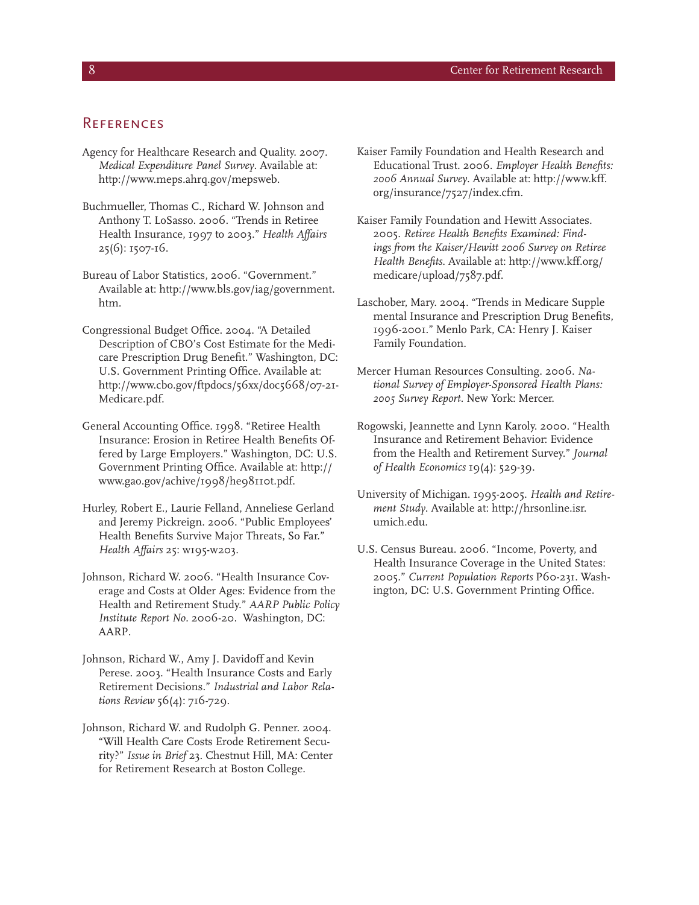## References

Agency for Healthcare Research and Quality. 2007. *Medical Expenditure Panel Survey*. Available at: http://www.meps.ahrq.gov/mepsweb.

Buchmueller, Thomas C., Richard W. Johnson and Anthony T. LoSasso. 2006. "Trends in Retiree Health Insurance, 1997 to 2003." *Health Affairs* 25(6): 1507-16.

Bureau of Labor Statistics, 2006. "Government." Available at: http://www.bls.gov/iag/government.htm.

Congressional Budget Office. 2004. "A Detailed Description of CBO's Cost Estimate for the Medicare Prescription Drug Benefit." Washington, DC: U.S. Government Printing Office. Available at: http://www.cbo.gov/ftpdocs/56xx/doc5668/07-21-Medicare.pdf.

General Accounting Office. 1998. "Retiree Health Insurance: Erosion in Retiree Health Benefits Offered by Large Employers." Washington, DC: U.S. Government Printing Office. Available at: http://www.gao.gov/achive/1998/he98110t.pdf.

Hurley, Robert E., Laurie Felland, Anneliese Gerland and Jeremy Pickreign. 2006. "Public Employees' Health Benefits Survive Major Threats, So Far." *Health Affairs* 25: w195-w203.

Johnson, Richard W. 2006. "Health Insurance Coverage and Costs at Older Ages: Evidence from the Health and Retirement Study." *AARP Public Policy Institute Report No*. 2006-20. Washington, DC: AARP.

Johnson, Richard W., Amy J. Davidoff and Kevin Perese. 2003. "Health Insurance Costs and Early Retirement Decisions." *Industrial and Labor Relations Review* 56(4): 716-729.

Johnson, Richard W. and Rudolph G. Penner. 2004. "Will Health Care Costs Erode Retirement Security?" *Issue in Brief* 23. Chestnut Hill, MA: Center for Retirement Research at Boston College.

Kaiser Family Foundation and Health Research and Educational Trust. 2006. *Employer Health Benefits: 2006 Annual Survey*. Available at: http://www.kff.org/insurance/7527/index.cfm.

Kaiser Family Foundation and Hewitt Associates. 2005. *Retiree Health Benefits Examined: Findings from the Kaiser/Hewitt 2006 Survey on Retiree Health Benefits*. Available at: http://www.kff.org/medicare/upload/7587.pdf.

Laschober, Mary. 2004. "Trends in Medicare Supplemental Insurance and Prescription Drug Benefits, 1996-2001." Menlo Park, CA: Henry J. Kaiser Family Foundation.

Mercer Human Resources Consulting. 2006. *National Survey of Employer-Sponsored Health Plans: 2005 Survey Report*. New York: Mercer.

Rogowski, Jeannette and Lynn Karoly. 2000. "Health Insurance and Retirement Behavior: Evidence from the Health and Retirement Survey." *Journal of Health Economics* 19(4): 529-39.

University of Michigan. 1995-2005. *Health and Retirement Study*. Available at: http://hrsonline.isr.umich.edu.

U.S. Census Bureau. 2006. "Income, Poverty, and Health Insurance Coverage in the United States: 2005." *Current Population Reports* P60-231. Washington, DC: U.S. Government Printing Office.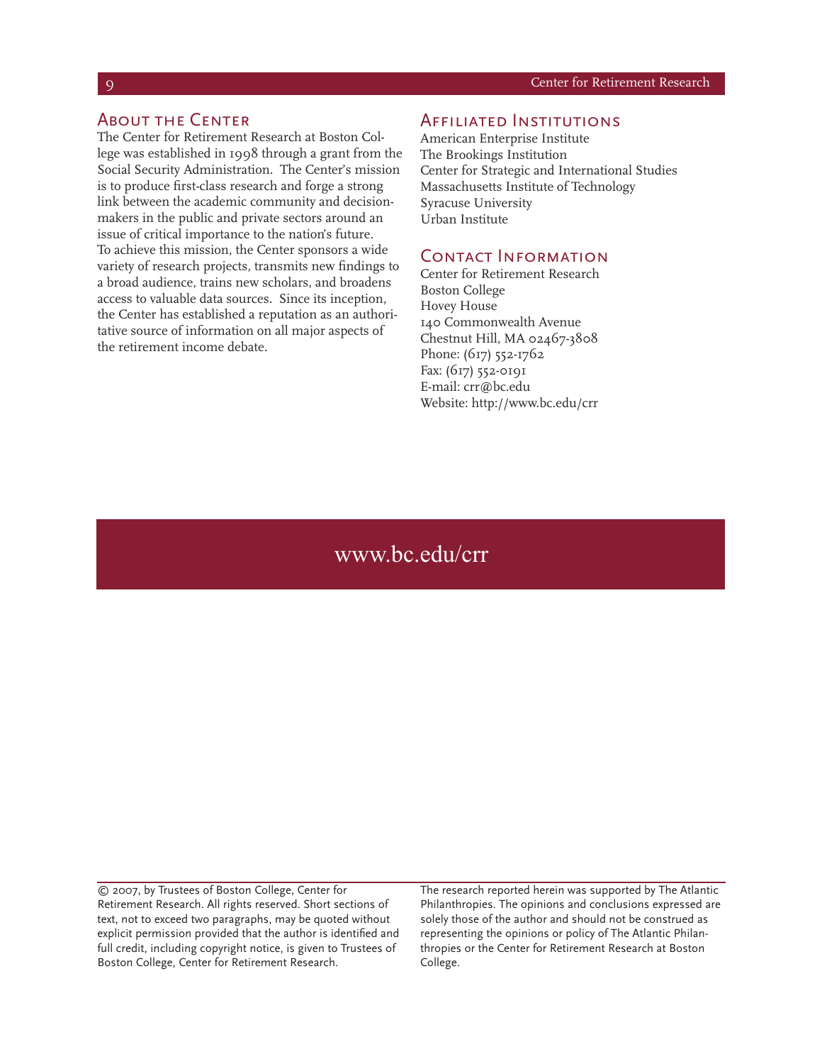## About the Center

The Center for Retirement Research at Boston College was established in 1998 through a grant from the Social Security Administration. The Center's mission is to produce first-class research and forge a strong link between the academic community and decision-makers in the public and private sectors around an issue of critical importance to the nation's future. To achieve this mission, the Center sponsors a wide variety of research projects, transmits new findings to a broad audience, trains new scholars, and broadens access to valuable data sources. Since its inception, the Center has established a reputation as an authoritative source of information on all major aspects of the retirement income debate.

## Affiliated Institutions

American Enterprise Institute
The Brookings Institution
Center for Strategic and International Studies
Massachusetts Institute of Technology
Syracuse University
Urban Institute

## Contact Information

Center for Retirement Research
Boston College
Hovey House
140 Commonwealth Avenue
Chestnut Hill, MA 02467-3808
Phone: (617) 552-1762
Fax: (617) 552-0191
E-mail: crr@bc.edu
Website: http://www.bc.edu/crr

www.bc.edu/crr

© 2007, by Trustees of Boston College, Center for Retirement Research. All rights reserved. Short sections of text, not to exceed two paragraphs, may be quoted without explicit permission provided that the author is identified and full credit, including copyright notice, is given to Trustees of Boston College, Center for Retirement Research.

The research reported herein was supported by The Atlantic Philanthropies. The opinions and conclusions expressed are solely those of the author and should not be construed as representing the opinions or policy of The Atlantic Philanthropies or the Center for Retirement Research at Boston College.